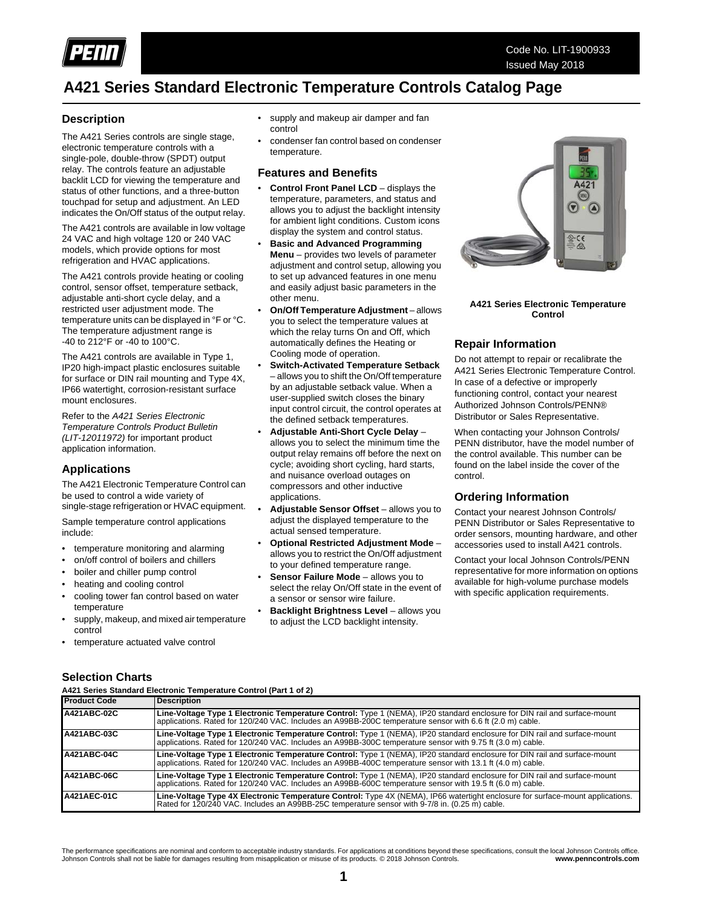# A421 Series Standard Electronic Temperature Controls Catalog Page

Code No. LIT-1900933
Issued May 2018

## Description

The A421 Series controls are single stage, electronic temperature controls with a single-pole, double-throw (SPDT) output relay. The controls feature an adjustable backlit LCD for viewing the temperature and status of other functions, and a three-button touchpad for setup and adjustment. An LED indicates the On/Off status of the output relay.

The A421 controls are available in low voltage 24 VAC and high voltage 120 or 240 VAC models, which provide options for most refrigeration and HVAC applications.

The A421 controls provide heating or cooling control, sensor offset, temperature setback, adjustable anti-short cycle delay, and a restricted user adjustment mode. The temperature units can be displayed in °F or °C. The temperature adjustment range is -40 to 212°F or -40 to 100°C.

The A421 controls are available in Type 1, IP20 high-impact plastic enclosures suitable for surface or DIN rail mounting and Type 4X, IP66 watertight, corrosion-resistant surface mount enclosures.

Refer to the *A421 Series Electronic Temperature Controls Product Bulletin (LIT-12011972)* for important product application information.

## Applications

The A421 Electronic Temperature Control can be used to control a wide variety of single-stage refrigeration or HVAC equipment.

Sample temperature control applications include:

- temperature monitoring and alarming
- on/off control of boilers and chillers
- boiler and chiller pump control
- heating and cooling control
- cooling tower fan control based on water temperature
- supply, makeup, and mixed air temperature control
- temperature actuated valve control
- supply and makeup air damper and fan control
- condenser fan control based on condenser temperature.

## Features and Benefits

- **Control Front Panel LCD** – displays the temperature, parameters, and status and allows you to adjust the backlight intensity for ambient light conditions. Custom icons display the system and control status.
- **Basic and Advanced Programming Menu** – provides two levels of parameter adjustment and control setup, allowing you to set up advanced features in one menu and easily adjust basic parameters in the other menu.
- **On/Off Temperature Adjustment** – allows you to select the temperature values at which the relay turns On and Off, which automatically defines the Heating or Cooling mode of operation.
- **Switch-Activated Temperature Setback** – allows you to shift the On/Off temperature by an adjustable setback value. When a user-supplied switch closes the binary input control circuit, the control operates at the defined setback temperatures.
- **Adjustable Anti-Short Cycle Delay** – allows you to select the minimum time the output relay remains off before the next on cycle; avoiding short cycling, hard starts, and nuisance overload outages on compressors and other inductive applications.
- **Adjustable Sensor Offset** – allows you to adjust the displayed temperature to the actual sensed temperature.
- **Optional Restricted Adjustment Mode** – allows you to restrict the On/Off adjustment to your defined temperature range.
- **Sensor Failure Mode** – allows you to select the relay On/Off state in the event of a sensor or sensor wire failure.
- **Backlight Brightness Level** – allows you to adjust the LCD backlight intensity.

**A421 Series Electronic Temperature Control**

## Repair Information

Do not attempt to repair or recalibrate the A421 Series Electronic Temperature Control. In case of a defective or improperly functioning control, contact your nearest Authorized Johnson Controls/PENN® Distributor or Sales Representative.

When contacting your Johnson Controls/PENN distributor, have the model number of the control available. This number can be found on the label inside the cover of the control.

## Ordering Information

Contact your nearest Johnson Controls/PENN Distributor or Sales Representative to order sensors, mounting hardware, and other accessories used to install A421 controls.

Contact your local Johnson Controls/PENN representative for more information on options available for high-volume purchase models with specific application requirements.

## Selection Charts

**A421 Series Standard Electronic Temperature Control (Part 1 of 2)**

| Product Code | Description |
|---|---|
| A421ABC-02C | **Line-Voltage Type 1 Electronic Temperature Control:** Type 1 (NEMA), IP20 standard enclosure for DIN rail and surface-mount applications. Rated for 120/240 VAC. Includes an A99BB-200C temperature sensor with 6.6 ft (2.0 m) cable. |
| A421ABC-03C | **Line-Voltage Type 1 Electronic Temperature Control:** Type 1 (NEMA), IP20 standard enclosure for DIN rail and surface-mount applications. Rated for 120/240 VAC. Includes an A99BB-300C temperature sensor with 9.75 ft (3.0 m) cable. |
| A421ABC-04C | **Line-Voltage Type 1 Electronic Temperature Control:** Type 1 (NEMA), IP20 standard enclosure for DIN rail and surface-mount applications. Rated for 120/240 VAC. Includes an A99BB-400C temperature sensor with 13.1 ft (4.0 m) cable. |
| A421ABC-06C | **Line-Voltage Type 1 Electronic Temperature Control:** Type 1 (NEMA), IP20 standard enclosure for DIN rail and surface-mount applications. Rated for 120/240 VAC. Includes an A99BB-600C temperature sensor with 19.5 ft (6.0 m) cable. |
| A421AEC-01C | **Line-Voltage Type 4X Electronic Temperature Control:** Type 4X (NEMA), IP66 watertight enclosure for surface-mount applications. Rated for 120/240 VAC. Includes an A99BB-25C temperature sensor with 9-7/8 in. (0.25 m) cable. |

The performance specifications are nominal and conform to acceptable industry standards. For applications at conditions beyond these specifications, consult the local Johnson Controls office. Johnson Controls shall not be liable for damages resulting from misapplication or misuse of its products. © 2018 Johnson Controls. **www.penncontrols.com**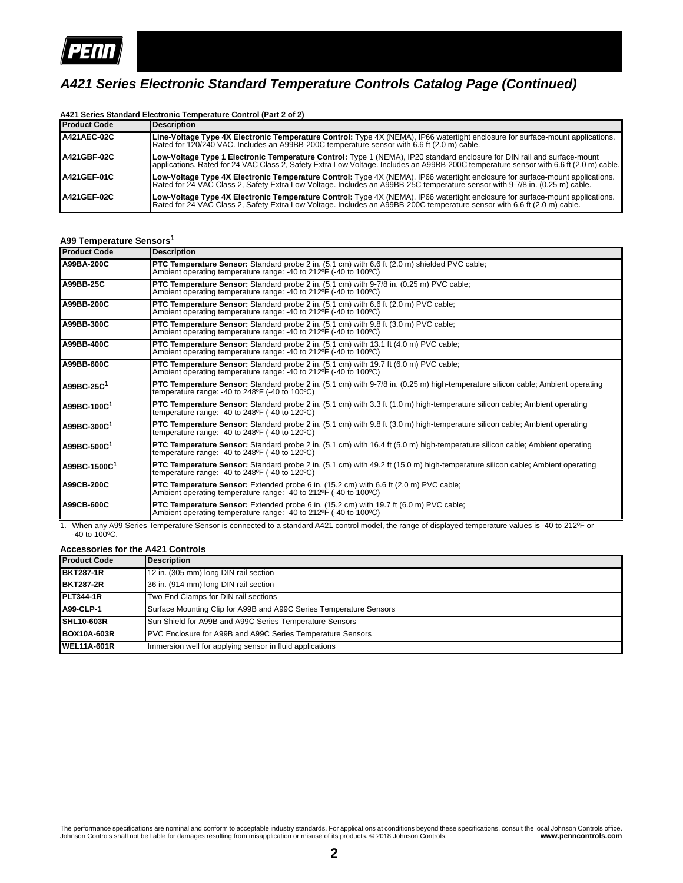# A421 Series Electronic Standard Temperature Controls Catalog Page (Continued)

**A421 Series Standard Electronic Temperature Control (Part 2 of 2)**

| Product Code | Description |
|---|---|
| **A421AEC-02C** | **Line-Voltage Type 4X Electronic Temperature Control:** Type 4X (NEMA), IP66 watertight enclosure for surface-mount applications. Rated for 120/240 VAC. Includes an A99BB-200C temperature sensor with 6.6 ft (2.0 m) cable. |
| **A421GBF-02C** | **Low-Voltage Type 1 Electronic Temperature Control:** Type 1 (NEMA), IP20 standard enclosure for DIN rail and surface-mount applications. Rated for 24 VAC Class 2, Safety Extra Low Voltage. Includes an A99BB-200C temperature sensor with 6.6 ft (2.0 m) cable. |
| **A421GEF-01C** | **Low-Voltage Type 4X Electronic Temperature Control:** Type 4X (NEMA), IP66 watertight enclosure for surface-mount applications. Rated for 24 VAC Class 2, Safety Extra Low Voltage. Includes an A99BB-25C temperature sensor with 9-7/8 in. (0.25 m) cable. |
| **A421GEF-02C** | **Low-Voltage Type 4X Electronic Temperature Control:** Type 4X (NEMA), IP66 watertight enclosure for surface-mount applications. Rated for 24 VAC Class 2, Safety Extra Low Voltage. Includes an A99BB-200C temperature sensor with 6.6 ft (2.0 m) cable. |

**A99 Temperature Sensors[1]**

| Product Code | Description |
|---|---|
| **A99BA-200C** | **PTC Temperature Sensor:** Standard probe 2 in. (5.1 cm) with 6.6 ft (2.0 m) shielded PVC cable; Ambient operating temperature range: -40 to 212ºF (-40 to 100ºC) |
| **A99BB-25C** | **PTC Temperature Sensor:** Standard probe 2 in. (5.1 cm) with 9-7/8 in. (0.25 m) PVC cable; Ambient operating temperature range: -40 to 212ºF (-40 to 100ºC) |
| **A99BB-200C** | **PTC Temperature Sensor:** Standard probe 2 in. (5.1 cm) with 6.6 ft (2.0 m) PVC cable; Ambient operating temperature range: -40 to 212ºF (-40 to 100ºC) |
| **A99BB-300C** | **PTC Temperature Sensor:** Standard probe 2 in. (5.1 cm) with 9.8 ft (3.0 m) PVC cable; Ambient operating temperature range: -40 to 212ºF (-40 to 100ºC) |
| **A99BB-400C** | **PTC Temperature Sensor:** Standard probe 2 in. (5.1 cm) with 13.1 ft (4.0 m) PVC cable; Ambient operating temperature range: -40 to 212ºF (-40 to 100ºC) |
| **A99BB-600C** | **PTC Temperature Sensor:** Standard probe 2 in. (5.1 cm) with 19.7 ft (6.0 m) PVC cable; Ambient operating temperature range: -40 to 212ºF (-40 to 100ºC) |
| **A99BC-25C[1]** | **PTC Temperature Sensor:** Standard probe 2 in. (5.1 cm) with 9-7/8 in. (0.25 m) high-temperature silicon cable; Ambient operating temperature range: -40 to 248ºF (-40 to 100ºC) |
| **A99BC-100C[1]** | **PTC Temperature Sensor:** Standard probe 2 in. (5.1 cm) with 3.3 ft (1.0 m) high-temperature silicon cable; Ambient operating temperature range: -40 to 248ºF (-40 to 120ºC) |
| **A99BC-300C[1]** | **PTC Temperature Sensor:** Standard probe 2 in. (5.1 cm) with 9.8 ft (3.0 m) high-temperature silicon cable; Ambient operating temperature range: -40 to 248ºF (-40 to 120ºC) |
| **A99BC-500C[1]** | **PTC Temperature Sensor:** Standard probe 2 in. (5.1 cm) with 16.4 ft (5.0 m) high-temperature silicon cable; Ambient operating temperature range: -40 to 248ºF (-40 to 120ºC) |
| **A99BC-1500C[1]** | **PTC Temperature Sensor:** Standard probe 2 in. (5.1 cm) with 49.2 ft (15.0 m) high-temperature silicon cable; Ambient operating temperature range: -40 to 248ºF (-40 to 120ºC) |
| **A99CB-200C** | **PTC Temperature Sensor:** Extended probe 6 in. (15.2 cm) with 6.6 ft (2.0 m) PVC cable; Ambient operating temperature range: -40 to 212ºF (-40 to 100ºC) |
| **A99CB-600C** | **PTC Temperature Sensor:** Extended probe 6 in. (15.2 cm) with 19.7 ft (6.0 m) PVC cable; Ambient operating temperature range: -40 to 212ºF (-40 to 100ºC) |

1. When any A99 Series Temperature Sensor is connected to a standard A421 control model, the range of displayed temperature values is -40 to 212ºF or -40 to 100ºC.

**Accessories for the A421 Controls**

| Product Code | Description |
|---|---|
| **BKT287-1R** | 12 in. (305 mm) long DIN rail section |
| **BKT287-2R** | 36 in. (914 mm) long DIN rail section |
| **PLT344-1R** | Two End Clamps for DIN rail sections |
| **A99-CLP-1** | Surface Mounting Clip for A99B and A99C Series Temperature Sensors |
| **SHL10-603R** | Sun Shield for A99B and A99C Series Temperature Sensors |
| **BOX10A-603R** | PVC Enclosure for A99B and A99C Series Temperature Sensors |
| **WEL11A-601R** | Immersion well for applying sensor in fluid applications |

The performance specifications are nominal and conform to acceptable industry standards. For applications at conditions beyond these specifications, consult the local Johnson Controls office. Johnson Controls shall not be liable for damages resulting from misapplication or misuse of its products. © 2018 Johnson Controls. **www.penncontrols.com**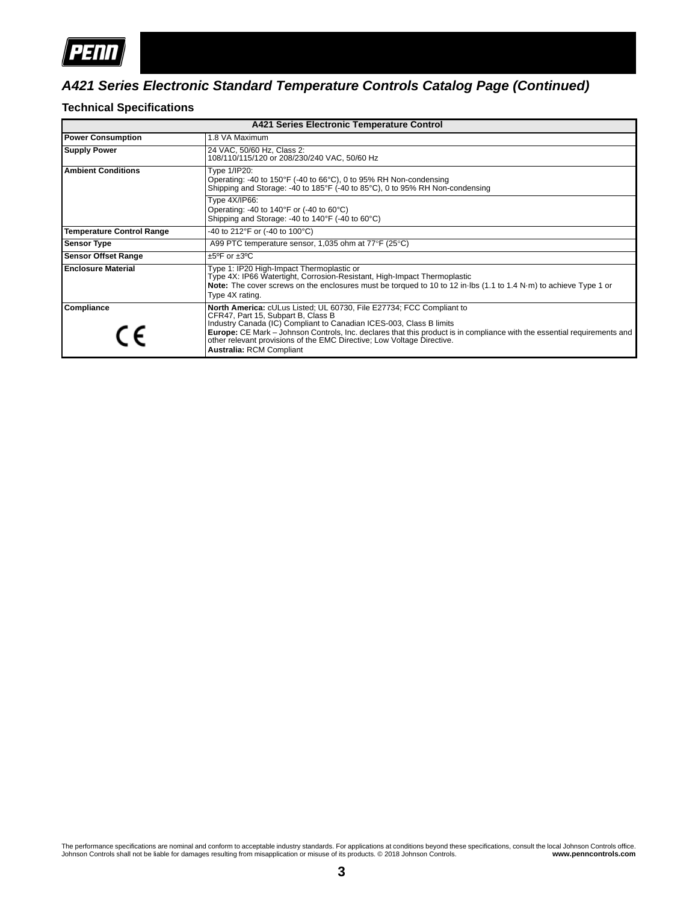## A421 Series Electronic Standard Temperature Controls Catalog Page (Continued)

### Technical Specifications

| A421 Series Electronic Temperature Control | |
|---|---|
| **Power Consumption** | 1.8 VA Maximum |
| **Supply Power** | 24 VAC, 50/60 Hz, Class 2:<br>108/110/115/120 or 208/230/240 VAC, 50/60 Hz |
| **Ambient Conditions** | Type 1/IP20:<br>Operating: -40 to 150°F (-40 to 66°C), 0 to 95% RH Non-condensing<br>Shipping and Storage: -40 to 185°F (-40 to 85°C), 0 to 95% RH Non-condensing |
| | Type 4X/IP66:<br>Operating: -40 to 140°F or (-40 to 60°C)<br>Shipping and Storage: -40 to 140°F (-40 to 60°C) |
| **Temperature Control Range** | -40 to 212°F or (-40 to 100°C) |
| **Sensor Type** | A99 PTC temperature sensor, 1,035 ohm at 77°F (25°C) |
| **Sensor Offset Range** | ±5ºF or ±3ºC |
| **Enclosure Material** | Type 1: IP20 High-Impact Thermoplastic or<br>Type 4X: IP66 Watertight, Corrosion-Resistant, High-Impact Thermoplastic<br>**Note:** The cover screws on the enclosures must be torqued to 10 to 12 in·lbs (1.1 to 1.4 N·m) to achieve Type 1 or Type 4X rating. |
| **Compliance**<br>CE | **North America:** cULus Listed; UL 60730, File E27734; FCC Compliant to CFR47, Part 15, Subpart B, Class B<br>Industry Canada (IC) Compliant to Canadian ICES-003, Class B limits<br>**Europe:** CE Mark – Johnson Controls, Inc. declares that this product is in compliance with the essential requirements and other relevant provisions of the EMC Directive; Low Voltage Directive.<br>**Australia:** RCM Compliant |

The performance specifications are nominal and conform to acceptable industry standards. For applications at conditions beyond these specifications, consult the local Johnson Controls office. Johnson Controls shall not be liable for damages resulting from misapplication or misuse of its products. © 2018 Johnson Controls. **www.penncontrols.com**